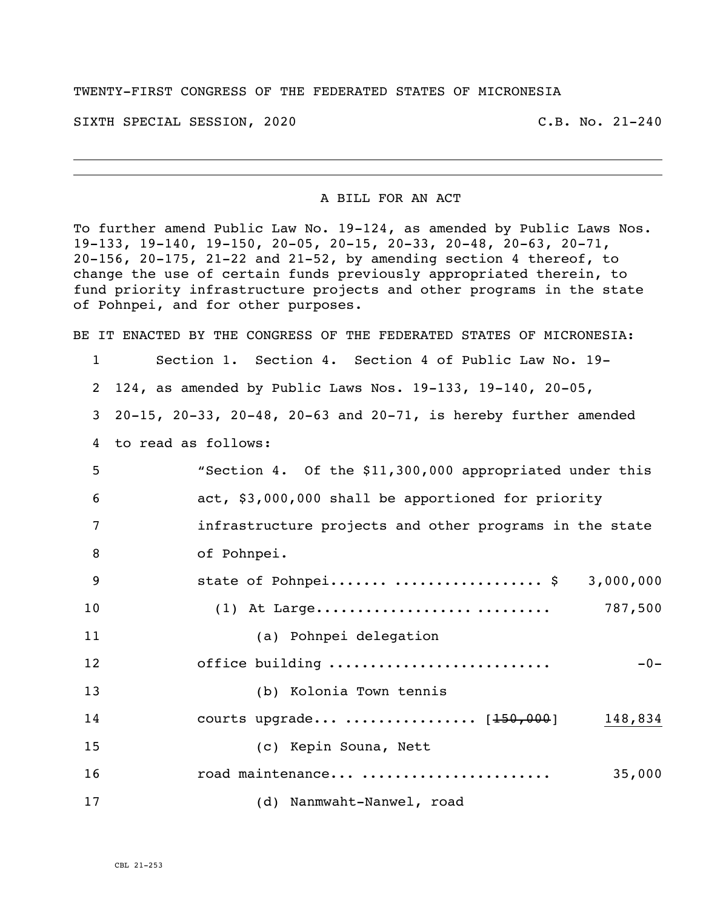TWENTY-FIRST CONGRESS OF THE FEDERATED STATES OF MICRONESIA

SIXTH SPECIAL SESSION, 2020 C.B. No. 21-240

---

A BILL FOR AN ACT

To further amend Public Law No. 19-124, as amended by Public Laws Nos. 19-133, 19-140, 19-150, 20-05, 20-15, 20-33, 20-48, 20-63, 20-71, 20-156, 20-175, 21-22 and 21-52, by amending section 4 thereof, to change the use of certain funds previously appropriated therein, to fund priority infrastructure projects and other programs in the state of Pohnpei, and for other purposes.

BE IT ENACTED BY THE CONGRESS OF THE FEDERATED STATES OF MICRONESIA:

1 Section 1. Section 4. Section 4 of Public Law No. 19-
2 124, as amended by Public Laws Nos. 19-133, 19-140, 20-05,
3 20-15, 20-33, 20-48, 20-63 and 20-71, is hereby further amended
4 to read as follows:

5 "Section 4. Of the $11,300,000 appropriated under this
6 act, $3,000,000 shall be apportioned for priority
7 infrastructure projects and other programs in the state
8 of Pohnpei.

9 state of Pohnpei....... .................. $ 3,000,000
10 (1) At Large............................ ......... 787,500
11 (a) Pohnpei delegation
12 office building .......................... -0-
13 (b) Kolonia Town tennis
14 courts upgrade... ................ [~~150,000~~] 148,834
15 (c) Kepin Souna, Nett
16 road maintenance... ...................... 35,000
17 (d) Nanmwaht-Nanwel, road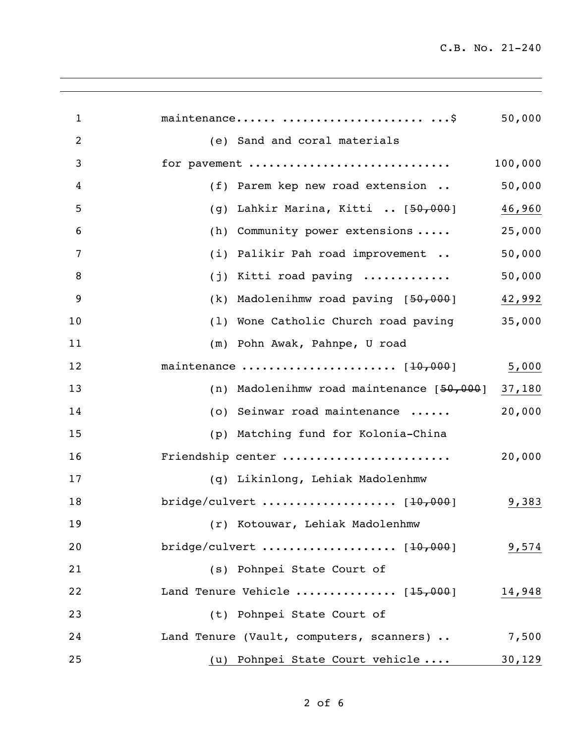maintenance...... .................... ...$ 50,000

(e) Sand and coral materials for pavement ............................ 100,000

(f) Parem kep new road extension .. 50,000

(g) Lahkir Marina, Kitti .. [~~50,000~~] <u>46,960</u>

(h) Community power extensions ..... 25,000

(i) Palikir Pah road improvement .. 50,000

(j) Kitti road paving ............ 50,000

(k) Madolenihmw road paving [~~50,000~~] <u>42,992</u>

(l) Wone Catholic Church road paving 35,000

(m) Pohn Awak, Pahnpe, U road maintenance ..................... [~~10,000~~] <u>5,000</u>

(n) Madolenihmw road maintenance [~~50,000~~] <u>37,180</u>

(o) Seinwar road maintenance ...... 20,000

(p) Matching fund for Kolonia-China Friendship center ....................... 20,000

(q) Likinlong, Lehiak Madolenhmw bridge/culvert .................. [~~10,000~~] <u>9,383</u>

(r) Kotouwar, Lehiak Madolenhmw bridge/culvert .................. [~~10,000~~] <u>9,574</u>

(s) Pohnpei State Court of Land Tenure Vehicle .............. [~~15,000~~] <u>14,948</u>

(t) Pohnpei State Court of Land Tenure (Vault, computers, scanners) .. 7,500

<u>(u) Pohnpei State Court vehicle .... 30,129</u>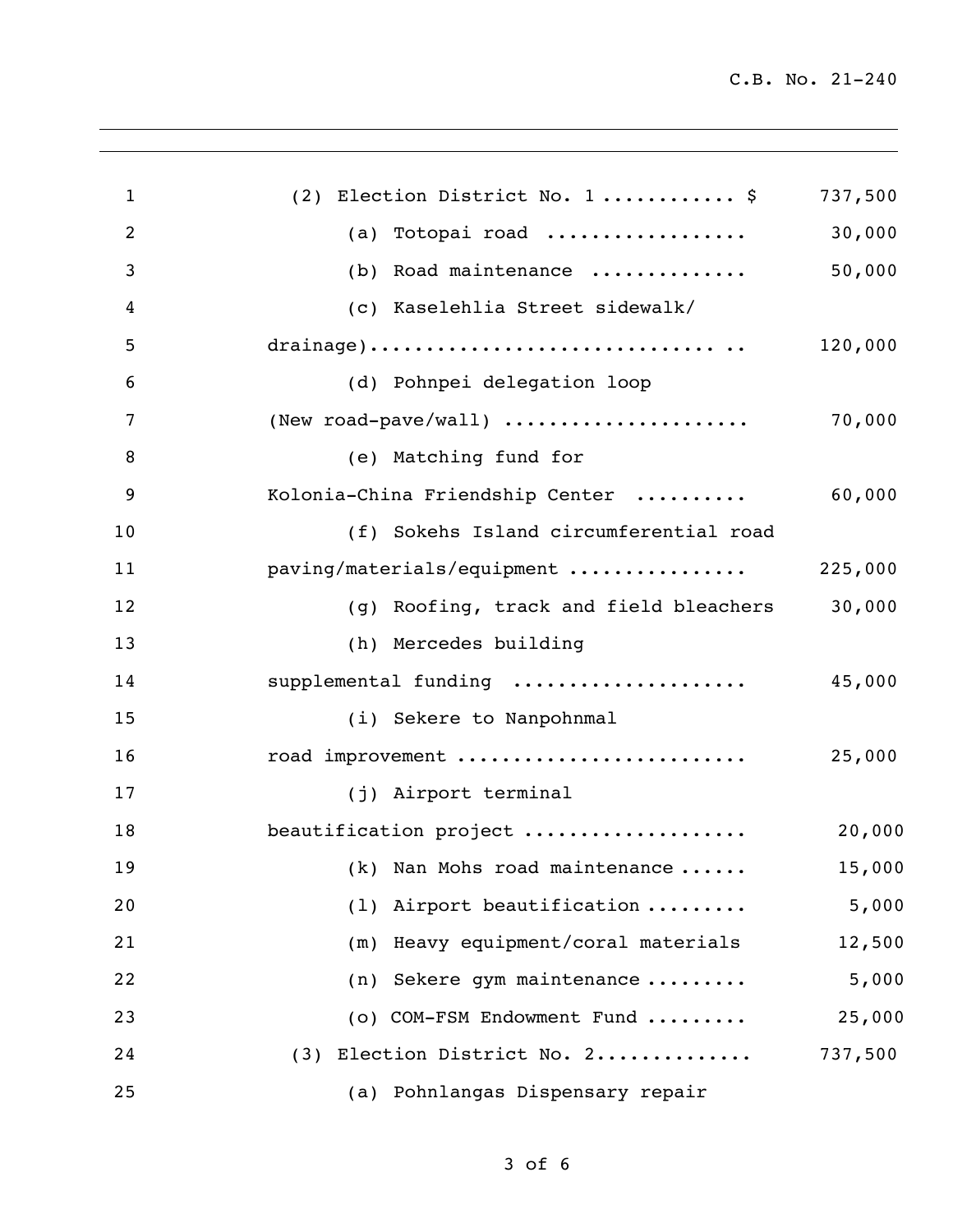(2) Election District No. 1 ........... $ 737,500

(a) Totopai road ................. 30,000

(b) Road maintenance ............. 50,000

(c) Kaselehlia Street sidewalk/ drainage)............................... .. 120,000

(d) Pohnpei delegation loop (New road-pave/wall) ..................... 70,000

(e) Matching fund for Kolonia-China Friendship Center .......... 60,000

(f) Sokehs Island circumferential road paving/materials/equipment ............... 225,000

(g) Roofing, track and field bleachers 30,000

(h) Mercedes building supplemental funding .................... 45,000

(i) Sekere to Nanpohnmal road improvement ......................... 25,000

(j) Airport terminal beautification project ................... 20,000

(k) Nan Mohs road maintenance ...... 15,000

(l) Airport beautification ......... 5,000

(m) Heavy equipment/coral materials 12,500

(n) Sekere gym maintenance ......... 5,000

(o) COM-FSM Endowment Fund ......... 25,000

(3) Election District No. 2............. 737,500

(a) Pohnlangas Dispensary repair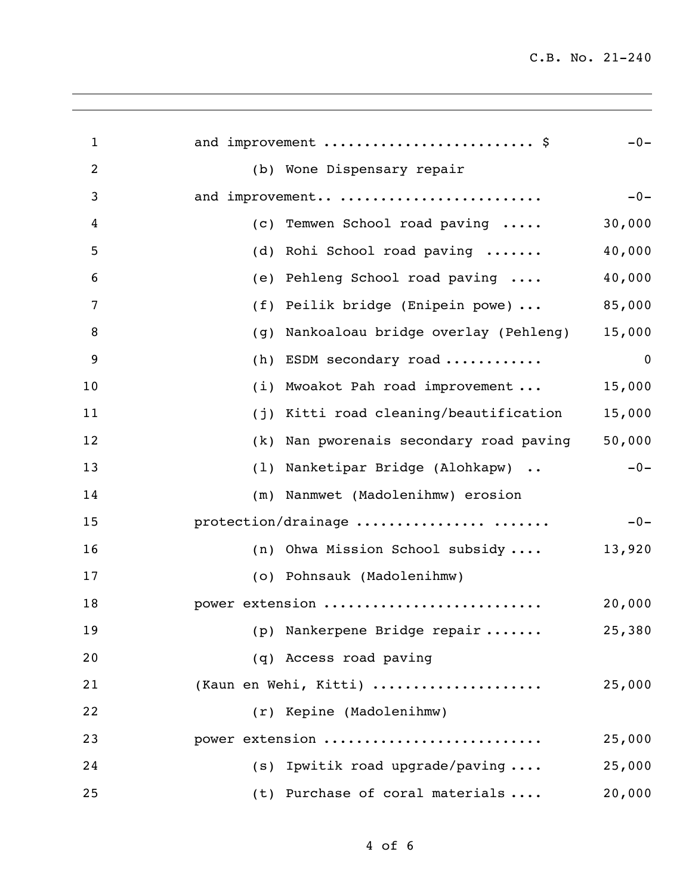and improvement ......................... $ -0-

(b) Wone Dispensary repair
and improvement.. ........................ -0-

(c) Temwen School road paving ..... 30,000

(d) Rohi School road paving ....... 40,000

(e) Pehleng School road paving .... 40,000

(f) Peilik bridge (Enipein powe) ... 85,000

(g) Nankoaloau bridge overlay (Pehleng) 15,000

(h) ESDM secondary road ........... 0

(i) Mwoakot Pah road improvement ... 15,000

(j) Kitti road cleaning/beautification 15,000

(k) Nan pworenais secondary road paving 50,000

(l) Nanketipar Bridge (Alohkapw) .. -0-

(m) Nanmwet (Madolenihmw) erosion
protection/drainage ............... ....... -0-

(n) Ohwa Mission School subsidy .... 13,920

(o) Pohnsauk (Madolenihmw)
power extension .......................... 20,000

(p) Nankerpene Bridge repair ....... 25,380

(q) Access road paving
(Kaun en Wehi, Kitti) .................... 25,000

(r) Kepine (Madolenihmw)
power extension .......................... 25,000

(s) Ipwitik road upgrade/paving .... 25,000

(t) Purchase of coral materials .... 20,000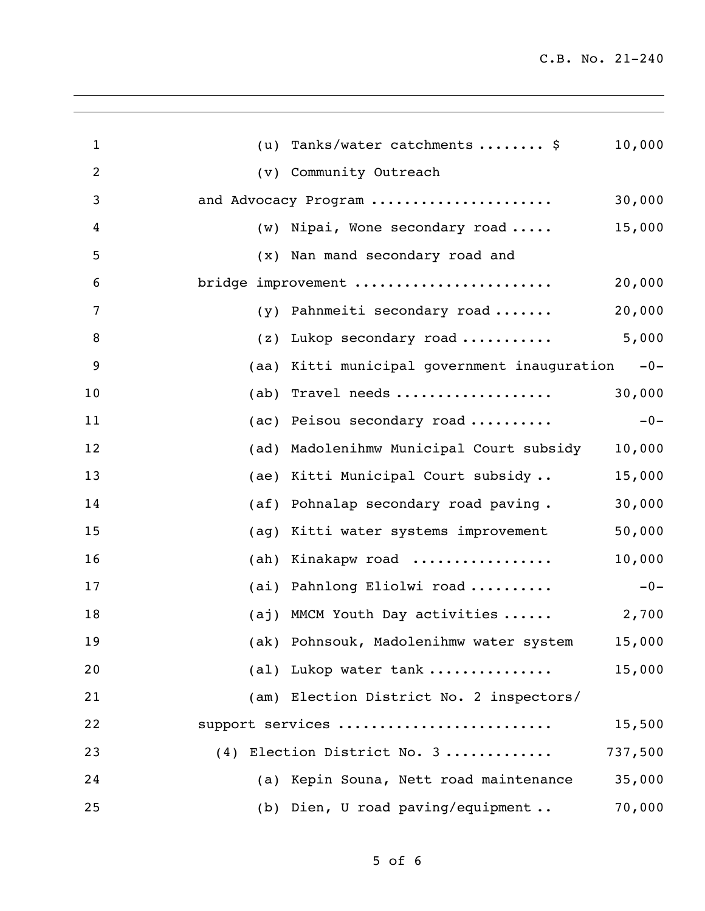(u) Tanks/water catchments ........ $ 10,000

(v) Community Outreach and Advocacy Program ..................... 30,000

(w) Nipai, Wone secondary road ..... 15,000

(x) Nan mand secondary road and bridge improvement ....................... 20,000

(y) Pahnmeiti secondary road ....... 20,000

(z) Lukop secondary road ........... 5,000

(aa) Kitti municipal government inauguration -0-

(ab) Travel needs .................. 30,000

(ac) Peisou secondary road .......... -0-

(ad) Madolenihmw Municipal Court subsidy 10,000

(ae) Kitti Municipal Court subsidy .. 15,000

(af) Pohnalap secondary road paving . 30,000

(ag) Kitti water systems improvement 50,000

(ah) Kinakapw road ................ 10,000

(ai) Pahnlong Eliolwi road .......... -0-

(aj) MMCM Youth Day activities ...... 2,700

(ak) Pohnsouk, Madolenihmw water system 15,000

(al) Lukop water tank .............. 15,000

(am) Election District No. 2 inspectors/ support services ........................ 15,500

(4) Election District No. 3 ............ 737,500

(a) Kepin Souna, Nett road maintenance 35,000

(b) Dien, U road paving/equipment .. 70,000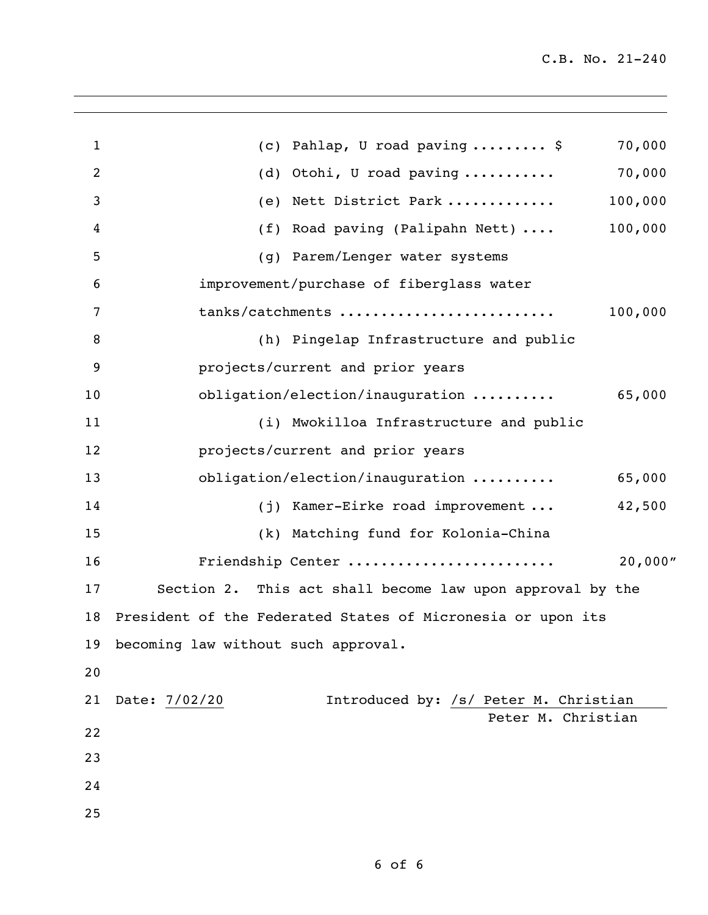(c) Pahlap, U road paving ......... $ 70,000

(d) Otohi, U road paving ........... 70,000

(e) Nett District Park ............. 100,000

(f) Road paving (Palipahn Nett) .... 100,000

(g) Parem/Lenger water systems improvement/purchase of fiberglass water tanks/catchments ......................... 100,000

(h) Pingelap Infrastructure and public projects/current and prior years obligation/election/inauguration .......... 65,000

(i) Mwokilloa Infrastructure and public projects/current and prior years obligation/election/inauguration .......... 65,000

(j) Kamer-Eirke road improvement ... 42,500

(k) Matching fund for Kolonia-China Friendship Center ........................ 20,000"

Section 2. This act shall become law upon approval by the President of the Federated States of Micronesia or upon its becoming law without such approval.

Date: 7/02/20

Introduced by: /s/ Peter M. Christian
Peter M. Christian